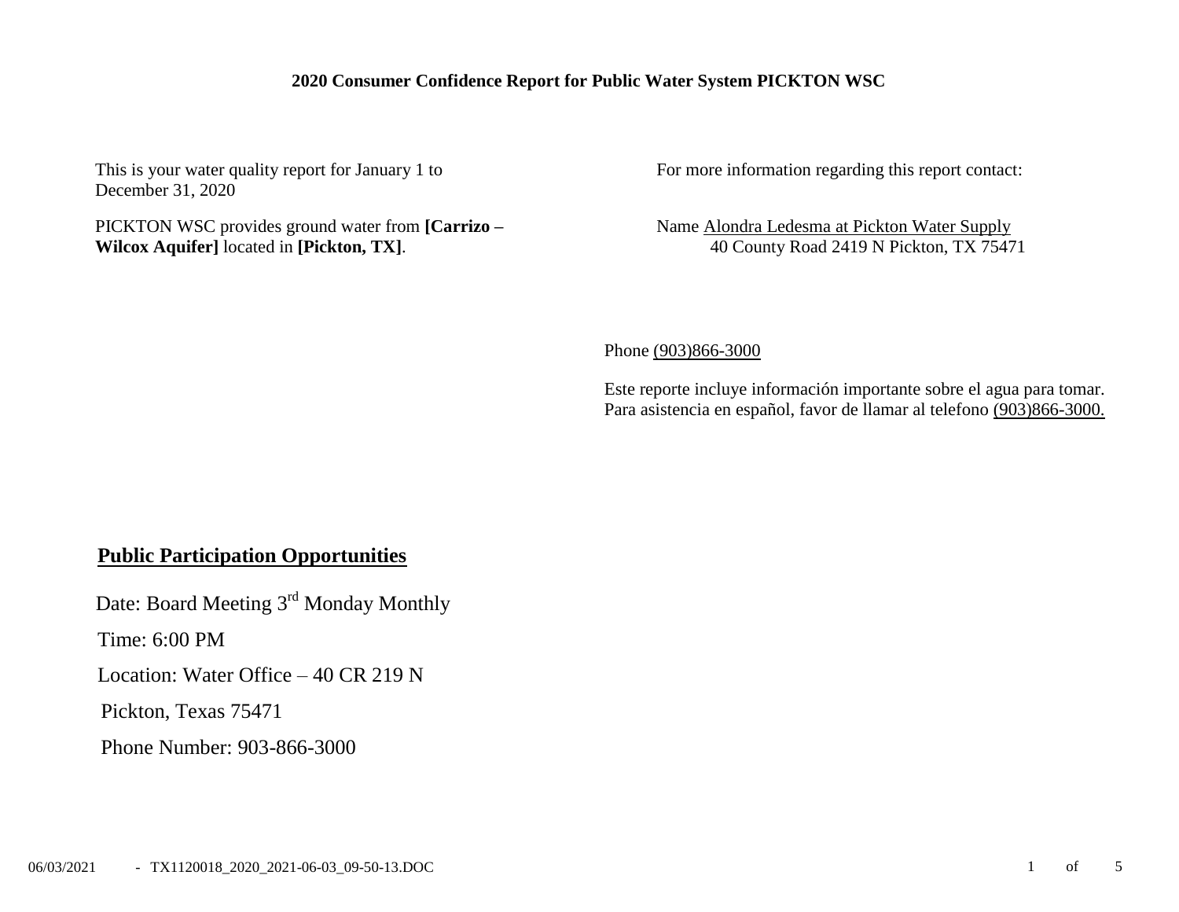**2020 Consumer Confidence Report for Public Water System PICKTON WSC**

This is your water quality report for January 1 to December 31, 2020

PICKTON WSC provides ground water from **[Carrizo – Wilcox Aquifer]** located in **[Pickton, TX]**.

For more information regarding this report contact:

Name Alondra Ledesma at Pickton Water Supply
40 County Road 2419 N Pickton, TX 75471

Phone (903)866-3000

Este reporte incluye información importante sobre el agua para tomar. Para asistencia en español, favor de llamar al telefono (903)866-3000.

## Public Participation Opportunities

Date: Board Meeting 3rd Monday Monthly

Time: 6:00 PM

Location: Water Office – 40 CR 219 N

Pickton, Texas 75471

Phone Number: 903-866-3000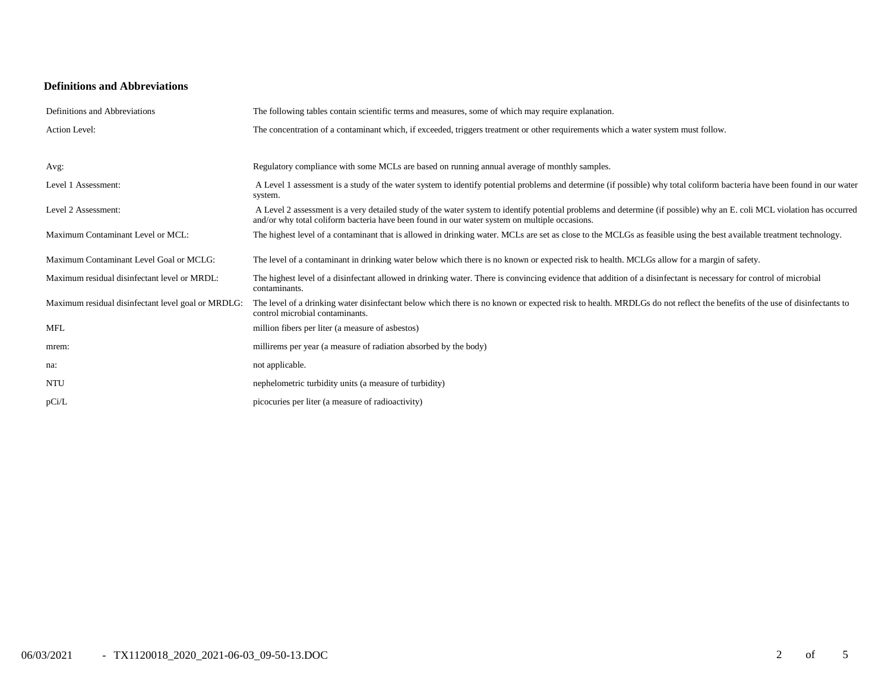## Definitions and Abbreviations

| Definitions and Abbreviations | The following tables contain scientific terms and measures, some of which may require explanation. |
|---|---|
| Action Level: | The concentration of a contaminant which, if exceeded, triggers treatment or other requirements which a water system must follow. |
| Avg: | Regulatory compliance with some MCLs are based on running annual average of monthly samples. |
| Level 1 Assessment: | A Level 1 assessment is a study of the water system to identify potential problems and determine (if possible) why total coliform bacteria have been found in our water system. |
| Level 2 Assessment: | A Level 2 assessment is a very detailed study of the water system to identify potential problems and determine (if possible) why an E. coli MCL violation has occurred and/or why total coliform bacteria have been found in our water system on multiple occasions. |
| Maximum Contaminant Level or MCL: | The highest level of a contaminant that is allowed in drinking water. MCLs are set as close to the MCLGs as feasible using the best available treatment technology. |
| Maximum Contaminant Level Goal or MCLG: | The level of a contaminant in drinking water below which there is no known or expected risk to health. MCLGs allow for a margin of safety. |
| Maximum residual disinfectant level or MRDL: | The highest level of a disinfectant allowed in drinking water. There is convincing evidence that addition of a disinfectant is necessary for control of microbial contaminants. |
| Maximum residual disinfectant level goal or MRDLG: | The level of a drinking water disinfectant below which there is no known or expected risk to health. MRDLGs do not reflect the benefits of the use of disinfectants to control microbial contaminants. |
| MFL | million fibers per liter (a measure of asbestos) |
| mrem: | millirems per year (a measure of radiation absorbed by the body) |
| na: | not applicable. |
| NTU | nephelometric turbidity units (a measure of turbidity) |
| pCi/L | picocuries per liter (a measure of radioactivity) |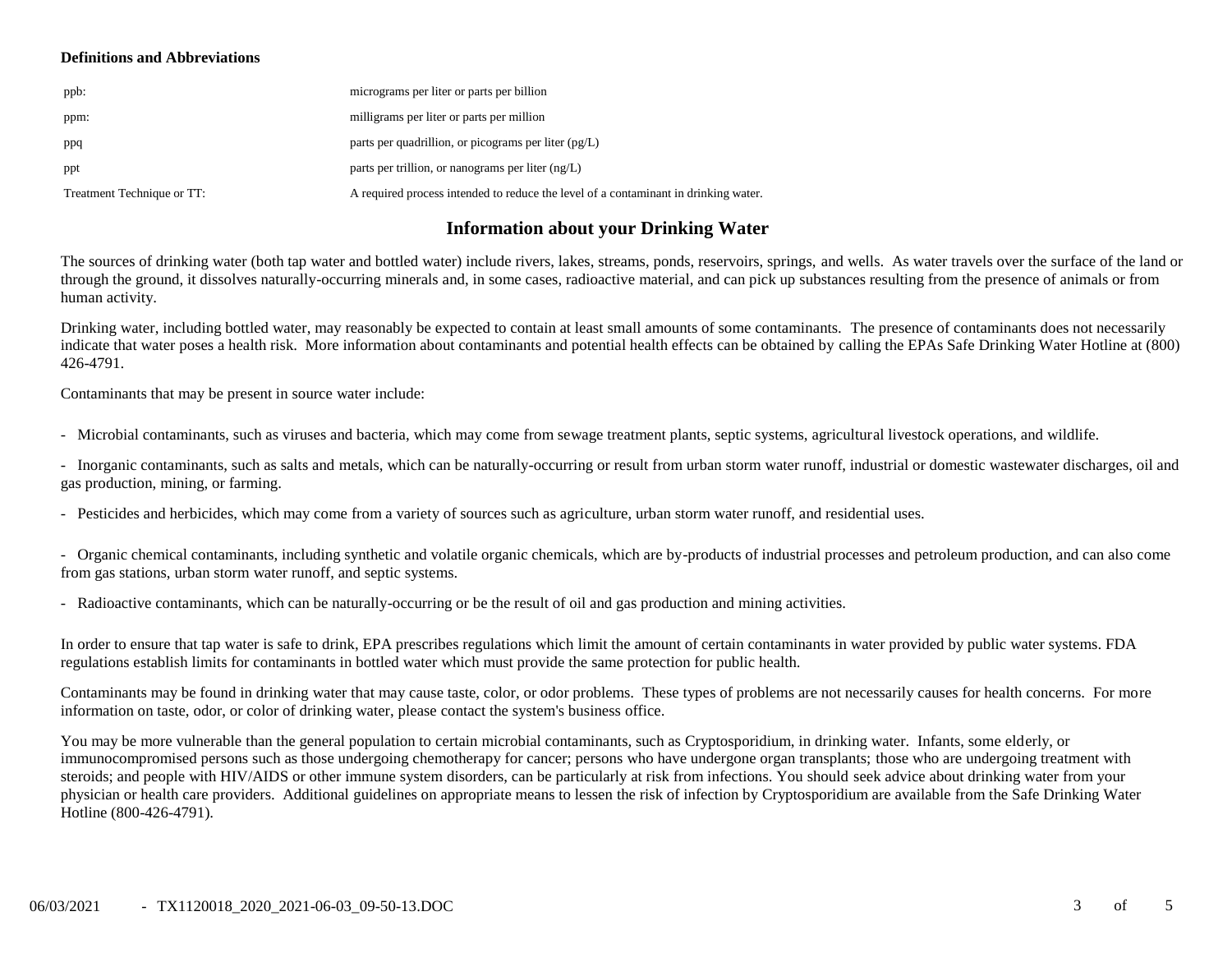**Definitions and Abbreviations**

| | |
|---|---|
| ppb: | micrograms per liter or parts per billion |
| ppm: | milligrams per liter or parts per million |
| ppq | parts per quadrillion, or picograms per liter (pg/L) |
| ppt | parts per trillion, or nanograms per liter (ng/L) |
| Treatment Technique or TT: | A required process intended to reduce the level of a contaminant in drinking water. |

## Information about your Drinking Water

The sources of drinking water (both tap water and bottled water) include rivers, lakes, streams, ponds, reservoirs, springs, and wells. As water travels over the surface of the land or through the ground, it dissolves naturally-occurring minerals and, in some cases, radioactive material, and can pick up substances resulting from the presence of animals or from human activity.

Drinking water, including bottled water, may reasonably be expected to contain at least small amounts of some contaminants. The presence of contaminants does not necessarily indicate that water poses a health risk. More information about contaminants and potential health effects can be obtained by calling the EPAs Safe Drinking Water Hotline at (800) 426-4791.

Contaminants that may be present in source water include:

- Microbial contaminants, such as viruses and bacteria, which may come from sewage treatment plants, septic systems, agricultural livestock operations, and wildlife.

- Inorganic contaminants, such as salts and metals, which can be naturally-occurring or result from urban storm water runoff, industrial or domestic wastewater discharges, oil and gas production, mining, or farming.

- Pesticides and herbicides, which may come from a variety of sources such as agriculture, urban storm water runoff, and residential uses.

- Organic chemical contaminants, including synthetic and volatile organic chemicals, which are by-products of industrial processes and petroleum production, and can also come from gas stations, urban storm water runoff, and septic systems.

- Radioactive contaminants, which can be naturally-occurring or be the result of oil and gas production and mining activities.

In order to ensure that tap water is safe to drink, EPA prescribes regulations which limit the amount of certain contaminants in water provided by public water systems. FDA regulations establish limits for contaminants in bottled water which must provide the same protection for public health.

Contaminants may be found in drinking water that may cause taste, color, or odor problems. These types of problems are not necessarily causes for health concerns. For more information on taste, odor, or color of drinking water, please contact the system's business office.

You may be more vulnerable than the general population to certain microbial contaminants, such as Cryptosporidium, in drinking water. Infants, some elderly, or immunocompromised persons such as those undergoing chemotherapy for cancer; persons who have undergone organ transplants; those who are undergoing treatment with steroids; and people with HIV/AIDS or other immune system disorders, can be particularly at risk from infections. You should seek advice about drinking water from your physician or health care providers. Additional guidelines on appropriate means to lessen the risk of infection by Cryptosporidium are available from the Safe Drinking Water Hotline (800-426-4791).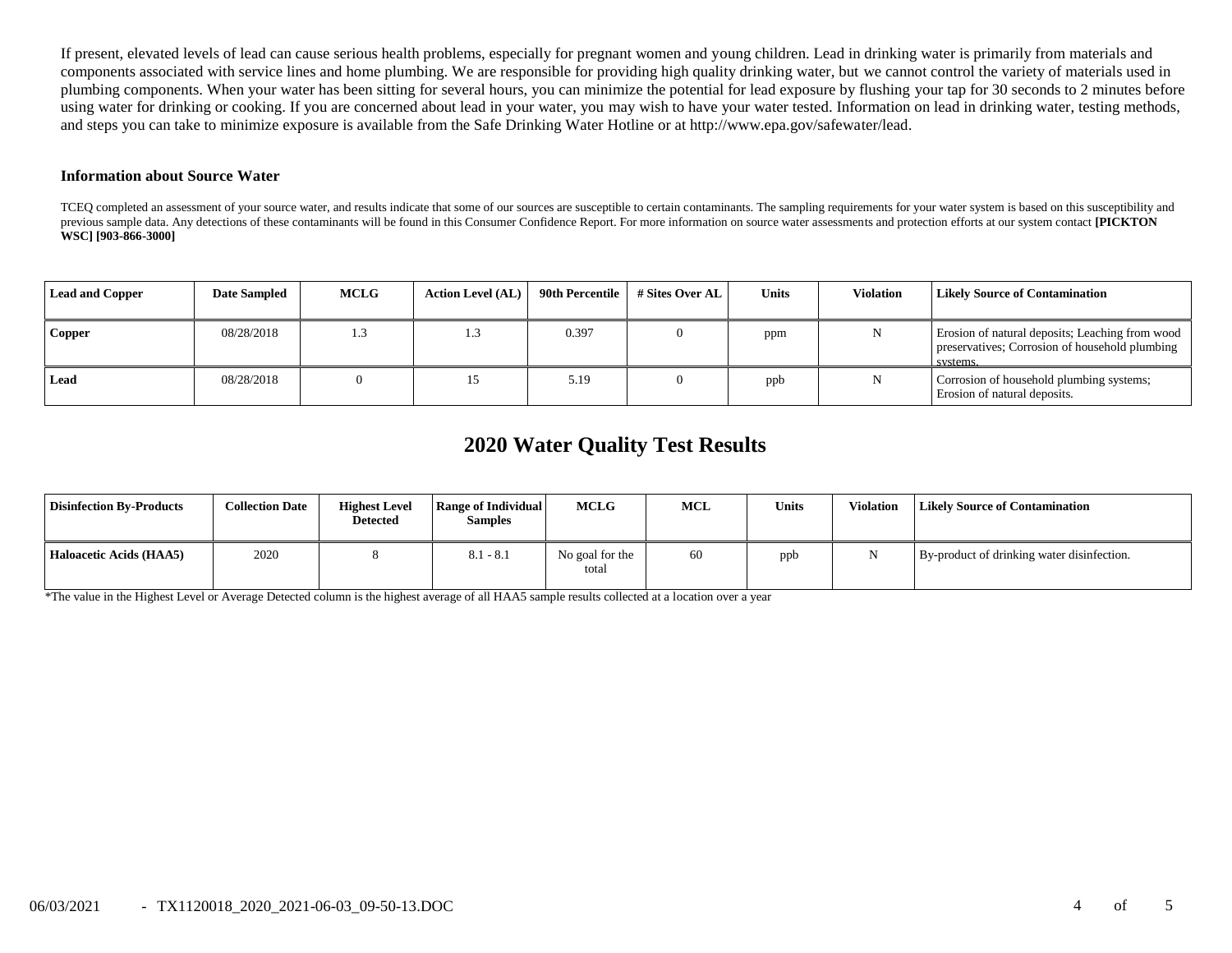If present, elevated levels of lead can cause serious health problems, especially for pregnant women and young children. Lead in drinking water is primarily from materials and components associated with service lines and home plumbing. We are responsible for providing high quality drinking water, but we cannot control the variety of materials used in plumbing components. When your water has been sitting for several hours, you can minimize the potential for lead exposure by flushing your tap for 30 seconds to 2 minutes before using water for drinking or cooking. If you are concerned about lead in your water, you may wish to have your water tested. Information on lead in drinking water, testing methods, and steps you can take to minimize exposure is available from the Safe Drinking Water Hotline or at http://www.epa.gov/safewater/lead.

### Information about Source Water

TCEQ completed an assessment of your source water, and results indicate that some of our sources are susceptible to certain contaminants. The sampling requirements for your water system is based on this susceptibility and previous sample data. Any detections of these contaminants will be found in this Consumer Confidence Report. For more information on source water assessments and protection efforts at our system contact **[PICKTON WSC] [903-866-3000]**

| Lead and Copper | Date Sampled | MCLG | Action Level (AL) | 90th Percentile | # Sites Over AL | Units | Violation | Likely Source of Contamination |
|---|---|---|---|---|---|---|---|---|
| **Copper** | 08/28/2018 | 1.3 | 1.3 | 0.397 | 0 | ppm | N | Erosion of natural deposits; Leaching from wood preservatives; Corrosion of household plumbing systems. |
| **Lead** | 08/28/2018 | 0 | 15 | 5.19 | 0 | ppb | N | Corrosion of household plumbing systems; Erosion of natural deposits. |

## 2020 Water Quality Test Results

| Disinfection By-Products | Collection Date | Highest Level Detected | Range of Individual Samples | MCLG | MCL | Units | Violation | Likely Source of Contamination |
|---|---|---|---|---|---|---|---|---|
| **Haloacetic Acids (HAA5)** | 2020 | 8 | 8.1 - 8.1 | No goal for the total | 60 | ppb | N | By-product of drinking water disinfection. |

*The value in the Highest Level or Average Detected column is the highest average of all HAA5 sample results collected at a location over a year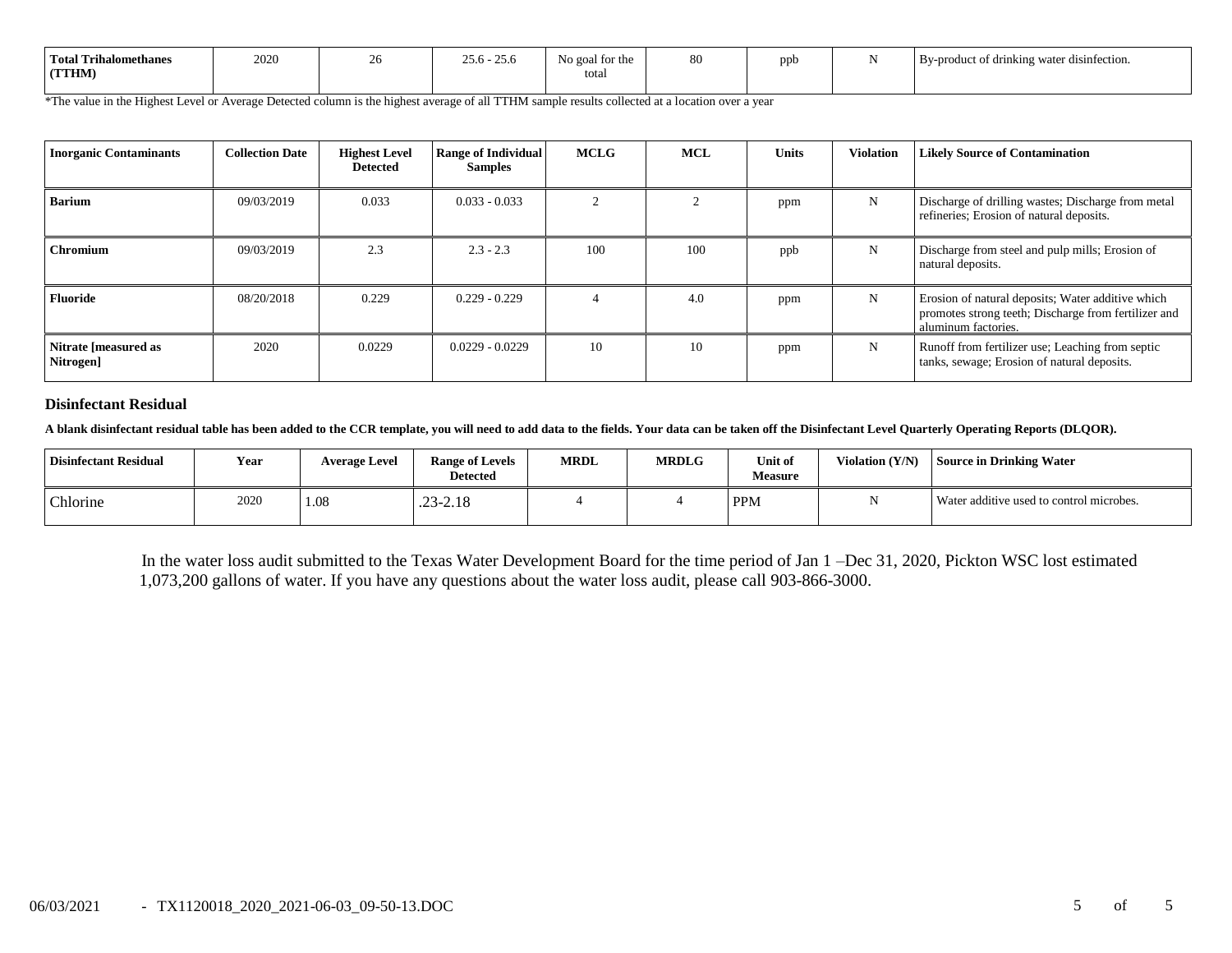| | | | | | | | | |
|---|---|---|---|---|---|---|---|---|
| **Total Trihalomethanes (TTHM)** | 2020 | 26 | 25.6 - 25.6 | No goal for the total | 80 | ppb | N | By-product of drinking water disinfection. |

*The value in the Highest Level or Average Detected column is the highest average of all TTHM sample results collected at a location over a year

| Inorganic Contaminants | Collection Date | Highest Level Detected | Range of Individual Samples | MCLG | MCL | Units | Violation | Likely Source of Contamination |
|---|---|---|---|---|---|---|---|---|
| **Barium** | 09/03/2019 | 0.033 | 0.033 - 0.033 | 2 | 2 | ppm | N | Discharge of drilling wastes; Discharge from metal refineries; Erosion of natural deposits. |
| **Chromium** | 09/03/2019 | 2.3 | 2.3 - 2.3 | 100 | 100 | ppb | N | Discharge from steel and pulp mills; Erosion of natural deposits. |
| **Fluoride** | 08/20/2018 | 0.229 | 0.229 - 0.229 | 4 | 4.0 | ppm | N | Erosion of natural deposits; Water additive which promotes strong teeth; Discharge from fertilizer and aluminum factories. |
| **Nitrate [measured as Nitrogen]** | 2020 | 0.0229 | 0.0229 - 0.0229 | 10 | 10 | ppm | N | Runoff from fertilizer use; Leaching from septic tanks, sewage; Erosion of natural deposits. |

### Disinfectant Residual

**A blank disinfectant residual table has been added to the CCR template, you will need to add data to the fields. Your data can be taken off the Disinfectant Level Quarterly Operating Reports (DLQOR).**

| Disinfectant Residual | Year | Average Level | Range of Levels Detected | MRDL | MRDLG | Unit of Measure | Violation (Y/N) | Source in Drinking Water |
|---|---|---|---|---|---|---|---|---|
| Chlorine | 2020 | 1.08 | .23-2.18 | 4 | 4 | PPM | N | Water additive used to control microbes. |

In the water loss audit submitted to the Texas Water Development Board for the time period of Jan 1 –Dec 31, 2020, Pickton WSC lost estimated 1,073,200 gallons of water. If you have any questions about the water loss audit, please call 903-866-3000.